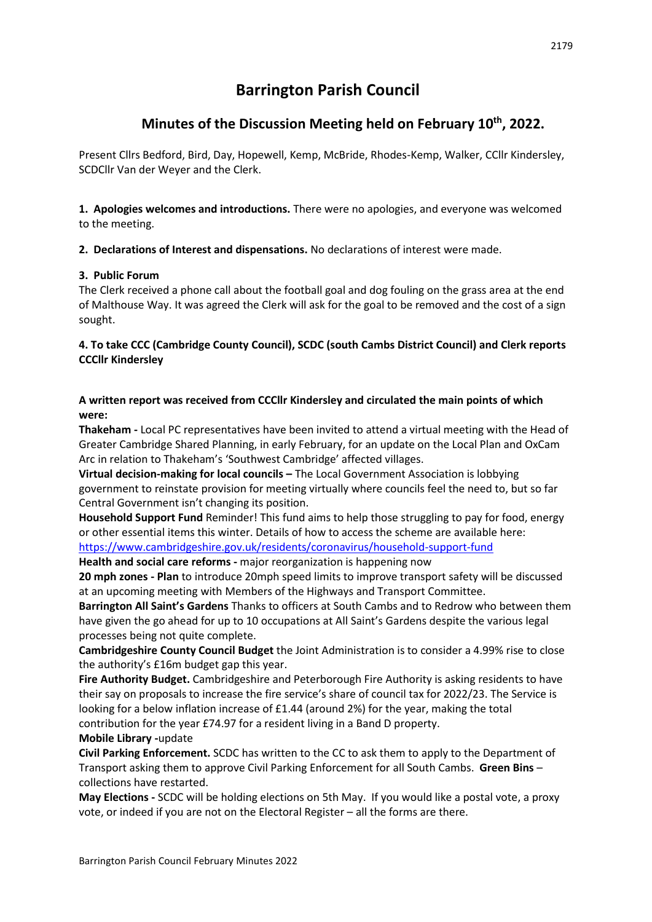# Barrington Parish Council

## Minutes of the Discussion Meeting held on February 10th, 2022.

Present Cllrs Bedford, Bird, Day, Hopewell, Kemp, McBride, Rhodes-Kemp, Walker, CCllr Kindersley, SCDCllr Van der Weyer and the Clerk.

**1. Apologies welcomes and introductions.** There were no apologies, and everyone was welcomed to the meeting.

**2. Declarations of Interest and dispensations.** No declarations of interest were made.

**3. Public Forum**

The Clerk received a phone call about the football goal and dog fouling on the grass area at the end of Malthouse Way. It was agreed the Clerk will ask for the goal to be removed and the cost of a sign sought.

**4. To take CCC (Cambridge County Council), SCDC (south Cambs District Council) and Clerk reports CCCllr Kindersley**

**A written report was received from CCCllr Kindersley and circulated the main points of which were:**

**Thakeham -** Local PC representatives have been invited to attend a virtual meeting with the Head of Greater Cambridge Shared Planning, in early February, for an update on the Local Plan and OxCam Arc in relation to Thakeham's 'Southwest Cambridge' affected villages.

**Virtual decision-making for local councils –** The Local Government Association is lobbying government to reinstate provision for meeting virtually where councils feel the need to, but so far Central Government isn't changing its position.

**Household Support Fund** Reminder! This fund aims to help those struggling to pay for food, energy or other essential items this winter. Details of how to access the scheme are available here: https://www.cambridgeshire.gov.uk/residents/coronavirus/household-support-fund

**Health and social care reforms -** major reorganization is happening now

**20 mph zones - Plan** to introduce 20mph speed limits to improve transport safety will be discussed at an upcoming meeting with Members of the Highways and Transport Committee.

**Barrington All Saint's Gardens** Thanks to officers at South Cambs and to Redrow who between them have given the go ahead for up to 10 occupations at All Saint's Gardens despite the various legal processes being not quite complete.

**Cambridgeshire County Council Budget** the Joint Administration is to consider a 4.99% rise to close the authority's £16m budget gap this year.

**Fire Authority Budget.** Cambridgeshire and Peterborough Fire Authority is asking residents to have their say on proposals to increase the fire service's share of council tax for 2022/23. The Service is looking for a below inflation increase of £1.44 (around 2%) for the year, making the total contribution for the year £74.97 for a resident living in a Band D property.

**Mobile Library -**update

**Civil Parking Enforcement.** SCDC has written to the CC to ask them to apply to the Department of Transport asking them to approve Civil Parking Enforcement for all South Cambs. **Green Bins** – collections have restarted.

**May Elections -** SCDC will be holding elections on 5th May. If you would like a postal vote, a proxy vote, or indeed if you are not on the Electoral Register – all the forms are there.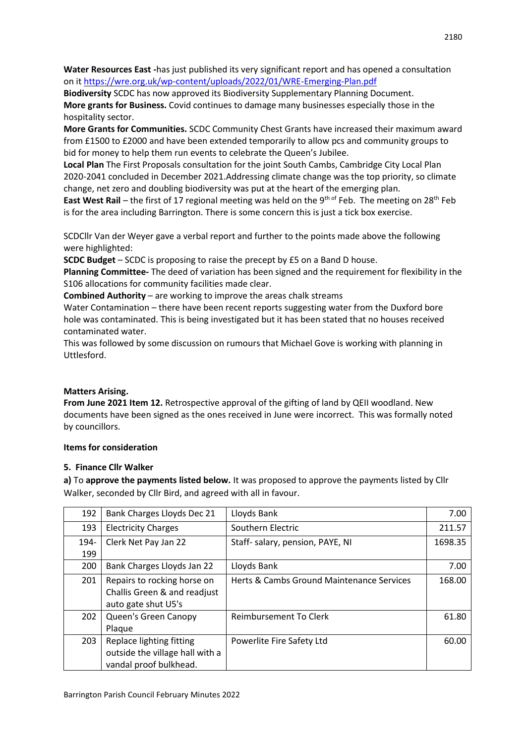**Water Resources East -**has just published its very significant report and has opened a consultation on it https://wre.org.uk/wp-content/uploads/2022/01/WRE-Emerging-Plan.pdf

**Biodiversity** SCDC has now approved its Biodiversity Supplementary Planning Document.

**More grants for Business.** Covid continues to damage many businesses especially those in the hospitality sector.

**More Grants for Communities.** SCDC Community Chest Grants have increased their maximum award from £1500 to £2000 and have been extended temporarily to allow pcs and community groups to bid for money to help them run events to celebrate the Queen's Jubilee.

**Local Plan** The First Proposals consultation for the joint South Cambs, Cambridge City Local Plan 2020-2041 concluded in December 2021.Addressing climate change was the top priority, so climate change, net zero and doubling biodiversity was put at the heart of the emerging plan.

**East West Rail** – the first of 17 regional meeting was held on the 9th of Feb. The meeting on 28th Feb is for the area including Barrington. There is some concern this is just a tick box exercise.

SCDCllr Van der Weyer gave a verbal report and further to the points made above the following were highlighted:

**SCDC Budget** – SCDC is proposing to raise the precept by £5 on a Band D house.

**Planning Committee-** The deed of variation has been signed and the requirement for flexibility in the S106 allocations for community facilities made clear.

**Combined Authority** – are working to improve the areas chalk streams

Water Contamination – there have been recent reports suggesting water from the Duxford bore hole was contaminated. This is being investigated but it has been stated that no houses received contaminated water.

This was followed by some discussion on rumours that Michael Gove is working with planning in Uttlesford.

**Matters Arising.**

**From June 2021 Item 12.** Retrospective approval of the gifting of land by QEII woodland. New documents have been signed as the ones received in June were incorrect. This was formally noted by councillors.

**Items for consideration**

**5. Finance Cllr Walker**

**a)** To **approve the payments listed below.** It was proposed to approve the payments listed by Cllr Walker, seconded by Cllr Bird, and agreed with all in favour.

| | | | |
|---|---|---|---|
| 192 | Bank Charges Lloyds Dec 21 | Lloyds Bank | 7.00 |
| 193 | Electricity Charges | Southern Electric | 211.57 |
| 194-199 | Clerk Net Pay Jan 22 | Staff- salary, pension, PAYE, NI | 1698.35 |
| 200 | Bank Charges Lloyds Jan 22 | Lloyds Bank | 7.00 |
| 201 | Repairs to rocking horse on Challis Green & and readjust auto gate shut U5's | Herts & Cambs Ground Maintenance Services | 168.00 |
| 202 | Queen's Green Canopy Plaque | Reimbursement To Clerk | 61.80 |
| 203 | Replace lighting fitting outside the village hall with a vandal proof bulkhead. | Powerlite Fire Safety Ltd | 60.00 |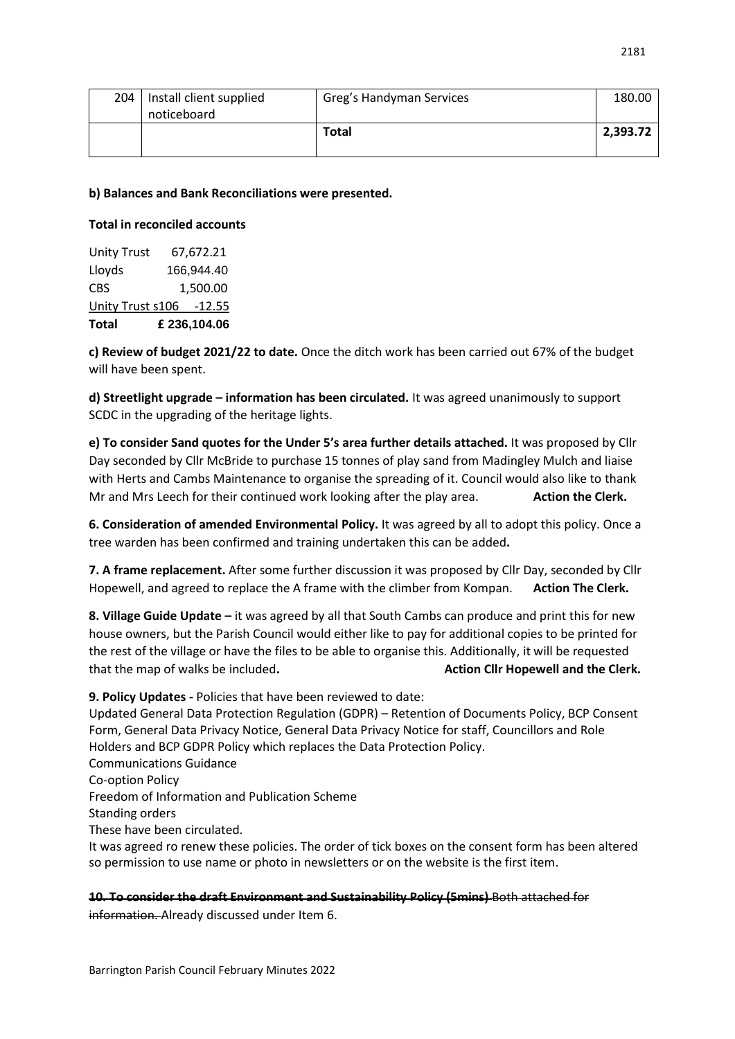| 204 | Install client supplied noticeboard | Greg's Handyman Services | 180.00 |
|---|---|---|---|
| | | **Total** | **2,393.72** |

**b) Balances and Bank Reconciliations were presented.**

**Total in reconciled accounts**

| | |
|---|---|
| Unity Trust | 67,672.21 |
| Lloyds | 166,944.40 |
| CBS | 1,500.00 |
| Unity Trust s106 | -12.55 |
| **Total** | **£ 236,104.06** |

**c) Review of budget 2021/22 to date.** Once the ditch work has been carried out 67% of the budget will have been spent.

**d) Streetlight upgrade – information has been circulated.** It was agreed unanimously to support SCDC in the upgrading of the heritage lights.

**e) To consider Sand quotes for the Under 5's area further details attached.** It was proposed by Cllr Day seconded by Cllr McBride to purchase 15 tonnes of play sand from Madingley Mulch and liaise with Herts and Cambs Maintenance to organise the spreading of it. Council would also like to thank Mr and Mrs Leech for their continued work looking after the play area. **Action the Clerk.**

**6. Consideration of amended Environmental Policy.** It was agreed by all to adopt this policy. Once a tree warden has been confirmed and training undertaken this can be added**.**

**7. A frame replacement.** After some further discussion it was proposed by Cllr Day, seconded by Cllr Hopewell, and agreed to replace the A frame with the climber from Kompan. **Action The Clerk.**

**8. Village Guide Update –** it was agreed by all that South Cambs can produce and print this for new house owners, but the Parish Council would either like to pay for additional copies to be printed for the rest of the village or have the files to be able to organise this. Additionally, it will be requested that the map of walks be included**.** **Action Cllr Hopewell and the Clerk.**

**9. Policy Updates -** Policies that have been reviewed to date:

Updated General Data Protection Regulation (GDPR) – Retention of Documents Policy, BCP Consent Form, General Data Privacy Notice, General Data Privacy Notice for staff, Councillors and Role Holders and BCP GDPR Policy which replaces the Data Protection Policy.

Communications Guidance

Co-option Policy

Freedom of Information and Publication Scheme

Standing orders

These have been circulated.

It was agreed ro renew these policies. The order of tick boxes on the consent form has been altered so permission to use name or photo in newsletters or on the website is the first item.

~~**10. To consider the draft Environment and Sustainability Policy (5mins)** Both attached for information.~~ Already discussed under Item 6.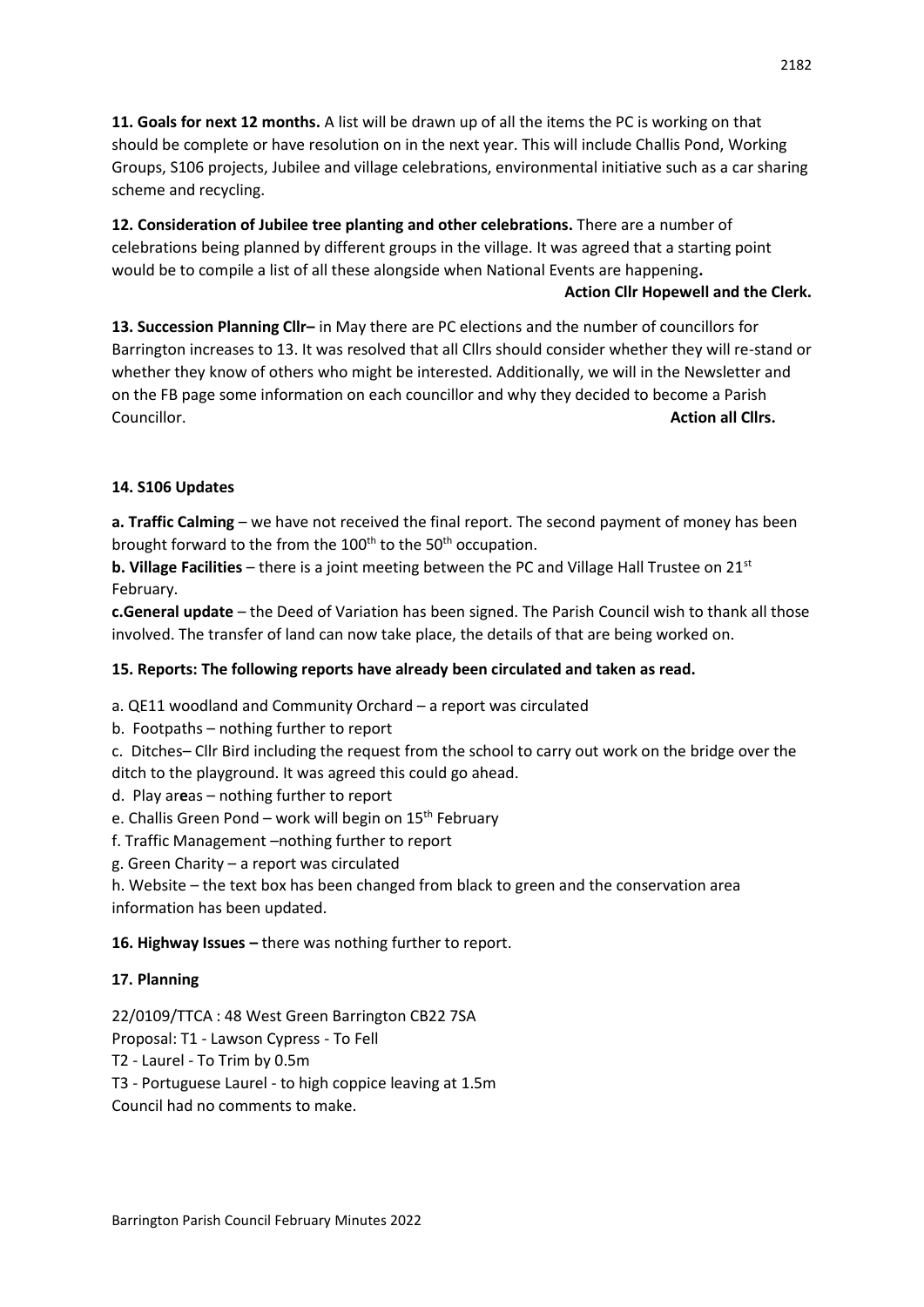**11. Goals for next 12 months.** A list will be drawn up of all the items the PC is working on that should be complete or have resolution on in the next year. This will include Challis Pond, Working Groups, S106 projects, Jubilee and village celebrations, environmental initiative such as a car sharing scheme and recycling.

**12. Consideration of Jubilee tree planting and other celebrations.** There are a number of celebrations being planned by different groups in the village. It was agreed that a starting point would be to compile a list of all these alongside when National Events are happening**.**

**Action Cllr Hopewell and the Clerk.**

**13. Succession Planning Cllr–** in May there are PC elections and the number of councillors for Barrington increases to 13. It was resolved that all Cllrs should consider whether they will re-stand or whether they know of others who might be interested. Additionally, we will in the Newsletter and on the FB page some information on each councillor and why they decided to become a Parish Councillor. **Action all Cllrs.**

**14. S106 Updates**

**a. Traffic Calming** – we have not received the final report. The second payment of money has been brought forward to the from the 100th to the 50th occupation.

**b. Village Facilities** – there is a joint meeting between the PC and Village Hall Trustee on 21st February.

**c.General update** – the Deed of Variation has been signed. The Parish Council wish to thank all those involved. The transfer of land can now take place, the details of that are being worked on.

**15. Reports: The following reports have already been circulated and taken as read.**

a. QE11 woodland and Community Orchard – a report was circulated

b. Footpaths – nothing further to report

c. Ditches– Cllr Bird including the request from the school to carry out work on the bridge over the ditch to the playground. It was agreed this could go ahead.

d. Play areas – nothing further to report

e. Challis Green Pond – work will begin on 15th February

f. Traffic Management –nothing further to report

g. Green Charity – a report was circulated

h. Website – the text box has been changed from black to green and the conservation area information has been updated.

**16. Highway Issues –** there was nothing further to report.

**17. Planning**

22/0109/TTCA : 48 West Green Barrington CB22 7SA
Proposal: T1 - Lawson Cypress - To Fell
T2 - Laurel - To Trim by 0.5m
T3 - Portuguese Laurel - to high coppice leaving at 1.5m
Council had no comments to make.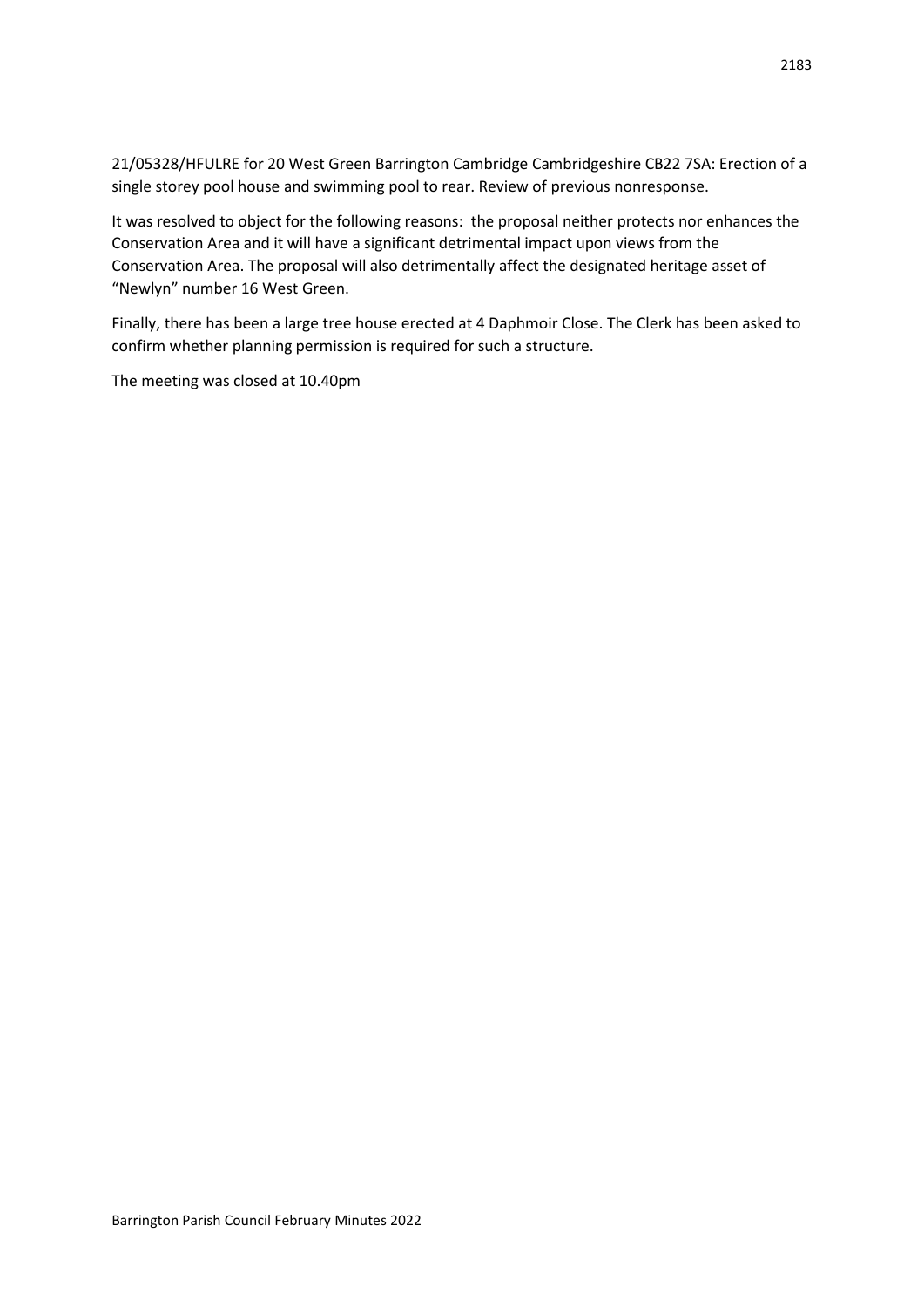21/05328/HFULRE for 20 West Green Barrington Cambridge Cambridgeshire CB22 7SA: Erection of a single storey pool house and swimming pool to rear. Review of previous nonresponse.

It was resolved to object for the following reasons: the proposal neither protects nor enhances the Conservation Area and it will have a significant detrimental impact upon views from the Conservation Area. The proposal will also detrimentally affect the designated heritage asset of "Newlyn" number 16 West Green.

Finally, there has been a large tree house erected at 4 Daphmoir Close. The Clerk has been asked to confirm whether planning permission is required for such a structure.

The meeting was closed at 10.40pm